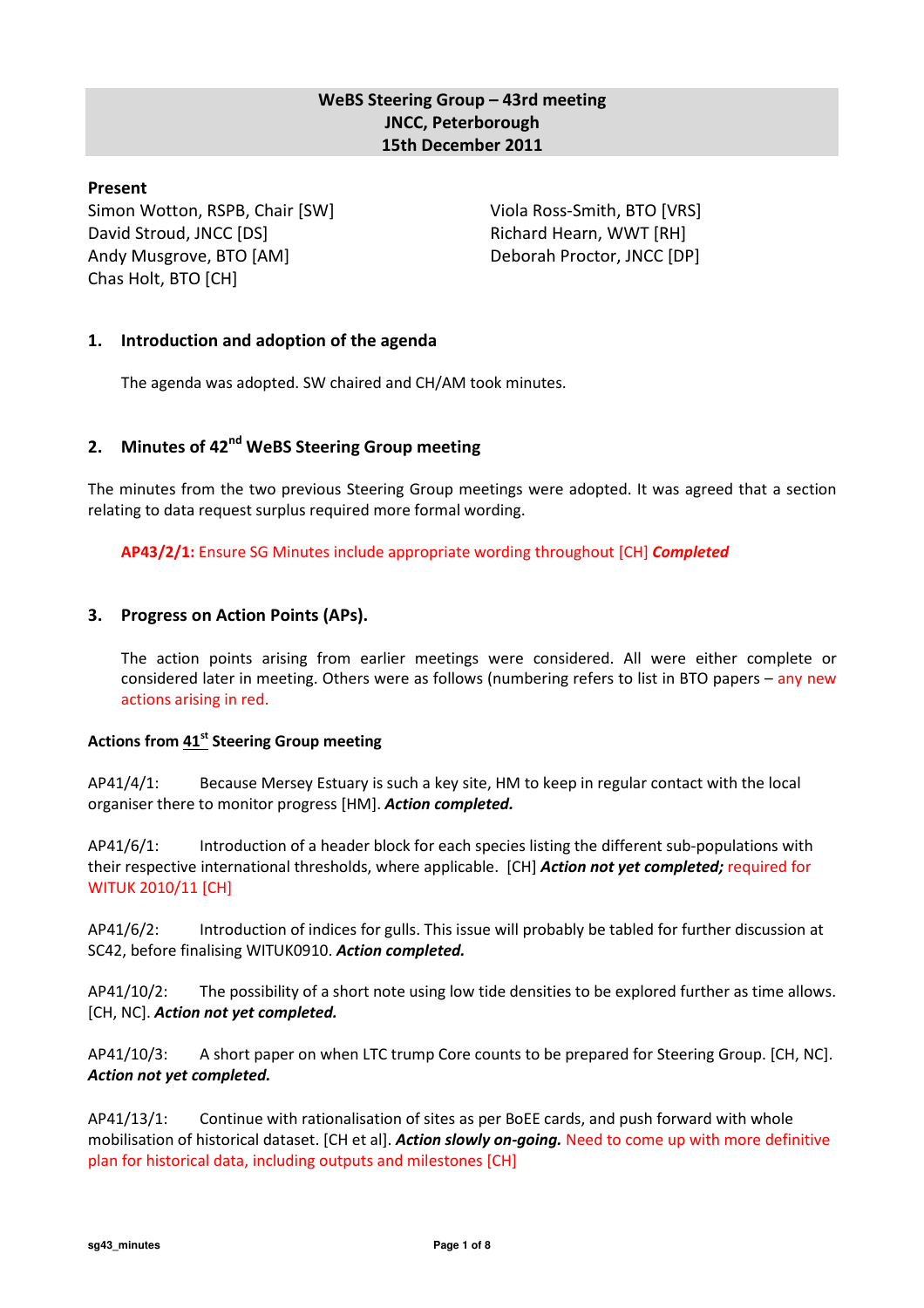**WeBS Steering Group – 43rd meeting**
**JNCC, Peterborough**
**15th December 2011**

**Present**

Simon Wotton, RSPB, Chair [SW]
David Stroud, JNCC [DS]
Andy Musgrove, BTO [AM]
Chas Holt, BTO [CH]
Viola Ross-Smith, BTO [VRS]
Richard Hearn, WWT [RH]
Deborah Proctor, JNCC [DP]

## 1. Introduction and adoption of the agenda

The agenda was adopted. SW chaired and CH/AM took minutes.

## 2. Minutes of 42nd WeBS Steering Group meeting

The minutes from the two previous Steering Group meetings were adopted. It was agreed that a section relating to data request surplus required more formal wording.

**AP43/2/1:** Ensure SG Minutes include appropriate wording throughout [CH] ***Completed***

## 3. Progress on Action Points (APs).

The action points arising from earlier meetings were considered. All were either complete or considered later in meeting. Others were as follows (numbering refers to list in BTO papers – any new actions arising in red.

**Actions from 41st Steering Group meeting**

AP41/4/1: Because Mersey Estuary is such a key site, HM to keep in regular contact with the local organiser there to monitor progress [HM]. ***Action completed.***

AP41/6/1: Introduction of a header block for each species listing the different sub-populations with their respective international thresholds, where applicable. [CH] ***Action not yet completed;*** required for WITUK 2010/11 [CH]

AP41/6/2: Introduction of indices for gulls. This issue will probably be tabled for further discussion at SC42, before finalising WITUK0910. ***Action completed.***

AP41/10/2: The possibility of a short note using low tide densities to be explored further as time allows. [CH, NC]. ***Action not yet completed.***

AP41/10/3: A short paper on when LTC trump Core counts to be prepared for Steering Group. [CH, NC]. ***Action not yet completed.***

AP41/13/1: Continue with rationalisation of sites as per BoEE cards, and push forward with whole mobilisation of historical dataset. [CH et al]. ***Action slowly on-going.*** Need to come up with more definitive plan for historical data, including outputs and milestones [CH]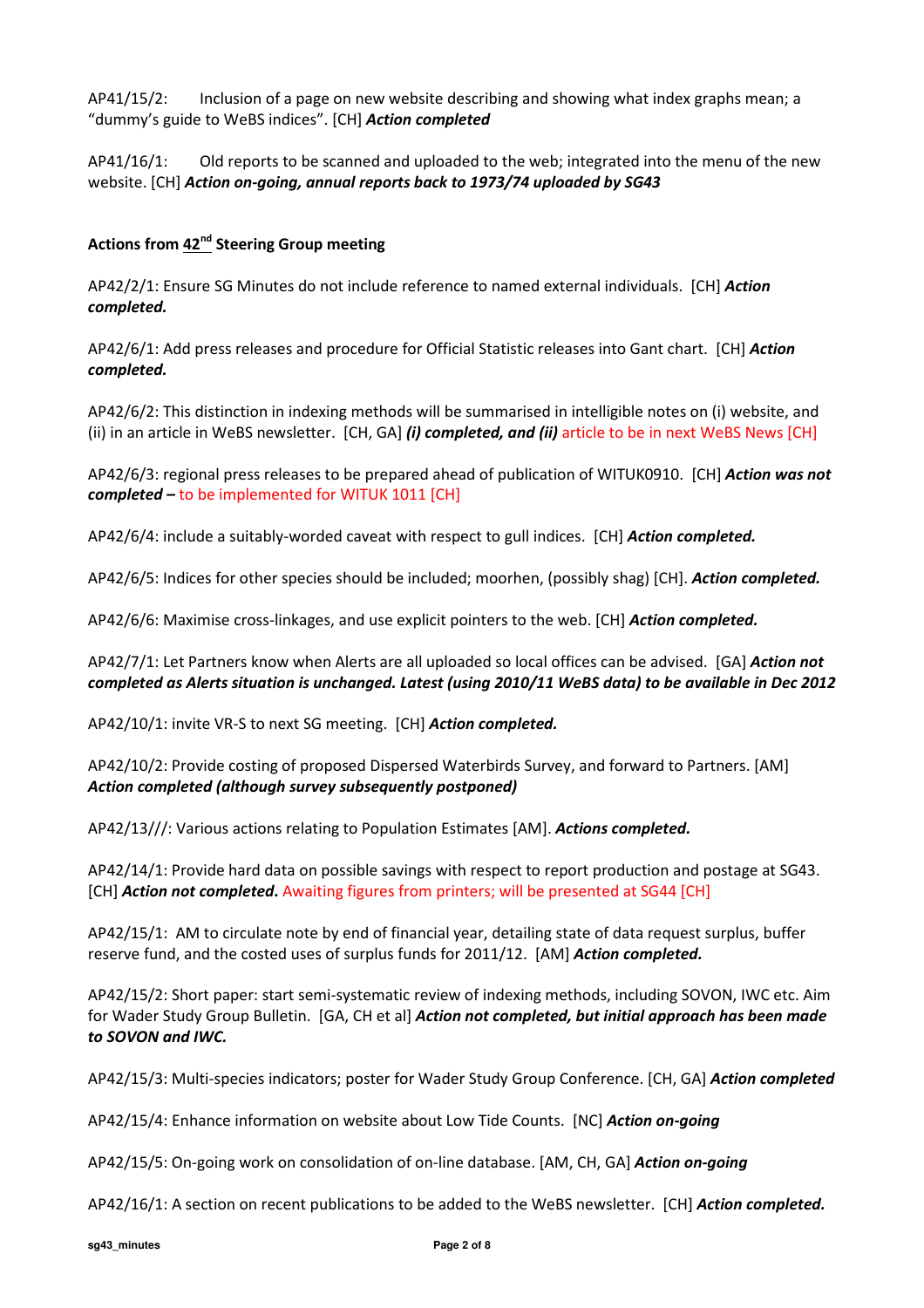AP41/15/2: Inclusion of a page on new website describing and showing what index graphs mean; a "dummy's guide to WeBS indices". [CH] ***Action completed***

AP41/16/1: Old reports to be scanned and uploaded to the web; integrated into the menu of the new website. [CH] ***Action on-going, annual reports back to 1973/74 uploaded by SG43***

**Actions from 42nd Steering Group meeting**

AP42/2/1: Ensure SG Minutes do not include reference to named external individuals. [CH] ***Action completed.***

AP42/6/1: Add press releases and procedure for Official Statistic releases into Gant chart. [CH] ***Action completed.***

AP42/6/2: This distinction in indexing methods will be summarised in intelligible notes on (i) website, and (ii) in an article in WeBS newsletter. [CH, GA] ***(i) completed, and (ii)*** article to be in next WeBS News [CH]

AP42/6/3: regional press releases to be prepared ahead of publication of WITUK0910. [CH] ***Action was not completed –*** to be implemented for WITUK 1011 [CH]

AP42/6/4: include a suitably-worded caveat with respect to gull indices. [CH] ***Action completed.***

AP42/6/5: Indices for other species should be included; moorhen, (possibly shag) [CH]. ***Action completed.***

AP42/6/6: Maximise cross-linkages, and use explicit pointers to the web. [CH] ***Action completed.***

AP42/7/1: Let Partners know when Alerts are all uploaded so local offices can be advised. [GA] ***Action not completed as Alerts situation is unchanged. Latest (using 2010/11 WeBS data) to be available in Dec 2012***

AP42/10/1: invite VR-S to next SG meeting. [CH] ***Action completed.***

AP42/10/2: Provide costing of proposed Dispersed Waterbirds Survey, and forward to Partners. [AM] ***Action completed (although survey subsequently postponed)***

AP42/13///: Various actions relating to Population Estimates [AM]. ***Actions completed.***

AP42/14/1: Provide hard data on possible savings with respect to report production and postage at SG43. [CH] ***Action not completed***. Awaiting figures from printers; will be presented at SG44 [CH]

AP42/15/1: AM to circulate note by end of financial year, detailing state of data request surplus, buffer reserve fund, and the costed uses of surplus funds for 2011/12. [AM] ***Action completed.***

AP42/15/2: Short paper: start semi-systematic review of indexing methods, including SOVON, IWC etc. Aim for Wader Study Group Bulletin. [GA, CH et al] ***Action not completed, but initial approach has been made to SOVON and IWC.***

AP42/15/3: Multi-species indicators; poster for Wader Study Group Conference. [CH, GA] ***Action completed***

AP42/15/4: Enhance information on website about Low Tide Counts. [NC] ***Action on-going***

AP42/15/5: On-going work on consolidation of on-line database. [AM, CH, GA] ***Action on-going***

AP42/16/1: A section on recent publications to be added to the WeBS newsletter. [CH] ***Action completed.***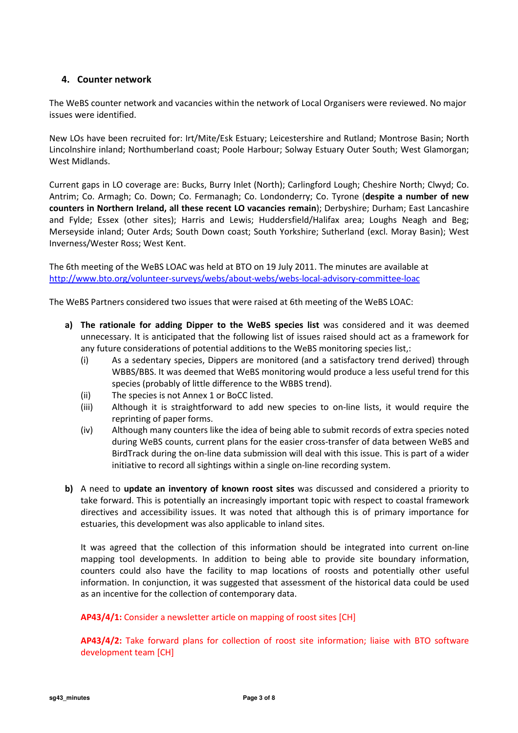## 4. Counter network

The WeBS counter network and vacancies within the network of Local Organisers were reviewed. No major issues were identified.

New LOs have been recruited for: Irt/Mite/Esk Estuary; Leicestershire and Rutland; Montrose Basin; North Lincolnshire inland; Northumberland coast; Poole Harbour; Solway Estuary Outer South; West Glamorgan; West Midlands.

Current gaps in LO coverage are: Bucks, Burry Inlet (North); Carlingford Lough; Cheshire North; Clwyd; Co. Antrim; Co. Armagh; Co. Down; Co. Fermanagh; Co. Londonderry; Co. Tyrone (**despite a number of new counters in Northern Ireland, all these recent LO vacancies remain**); Derbyshire; Durham; East Lancashire and Fylde; Essex (other sites); Harris and Lewis; Huddersfield/Halifax area; Loughs Neagh and Beg; Merseyside inland; Outer Ards; South Down coast; South Yorkshire; Sutherland (excl. Moray Basin); West Inverness/Wester Ross; West Kent.

The 6th meeting of the WeBS LOAC was held at BTO on 19 July 2011. The minutes are available at [http://www.bto.org/volunteer-surveys/webs/about-webs/webs-local-advisory-committee-loac](http://www.bto.org/volunteer-surveys/webs/about-webs/webs-local-advisory-committee-loac)

The WeBS Partners considered two issues that were raised at 6th meeting of the WeBS LOAC:

**a) The rationale for adding Dipper to the WeBS species list** was considered and it was deemed unnecessary. It is anticipated that the following list of issues raised should act as a framework for any future considerations of potential additions to the WeBS monitoring species list,:

- (i) As a sedentary species, Dippers are monitored (and a satisfactory trend derived) through WBBS/BBS. It was deemed that WeBS monitoring would produce a less useful trend for this species (probably of little difference to the WBBS trend).
- (ii) The species is not Annex 1 or BoCC listed.
- (iii) Although it is straightforward to add new species to on-line lists, it would require the reprinting of paper forms.
- (iv) Although many counters like the idea of being able to submit records of extra species noted during WeBS counts, current plans for the easier cross-transfer of data between WeBS and BirdTrack during the on-line data submission will deal with this issue. This is part of a wider initiative to record all sightings within a single on-line recording system.

**b)** A need to **update an inventory of known roost sites** was discussed and considered a priority to take forward. This is potentially an increasingly important topic with respect to coastal framework directives and accessibility issues. It was noted that although this is of primary importance for estuaries, this development was also applicable to inland sites.

It was agreed that the collection of this information should be integrated into current on-line mapping tool developments. In addition to being able to provide site boundary information, counters could also have the facility to map locations of roosts and potentially other useful information. In conjunction, it was suggested that assessment of the historical data could be used as an incentive for the collection of contemporary data.

**AP43/4/1:** Consider a newsletter article on mapping of roost sites [CH]

**AP43/4/2:** Take forward plans for collection of roost site information; liaise with BTO software development team [CH]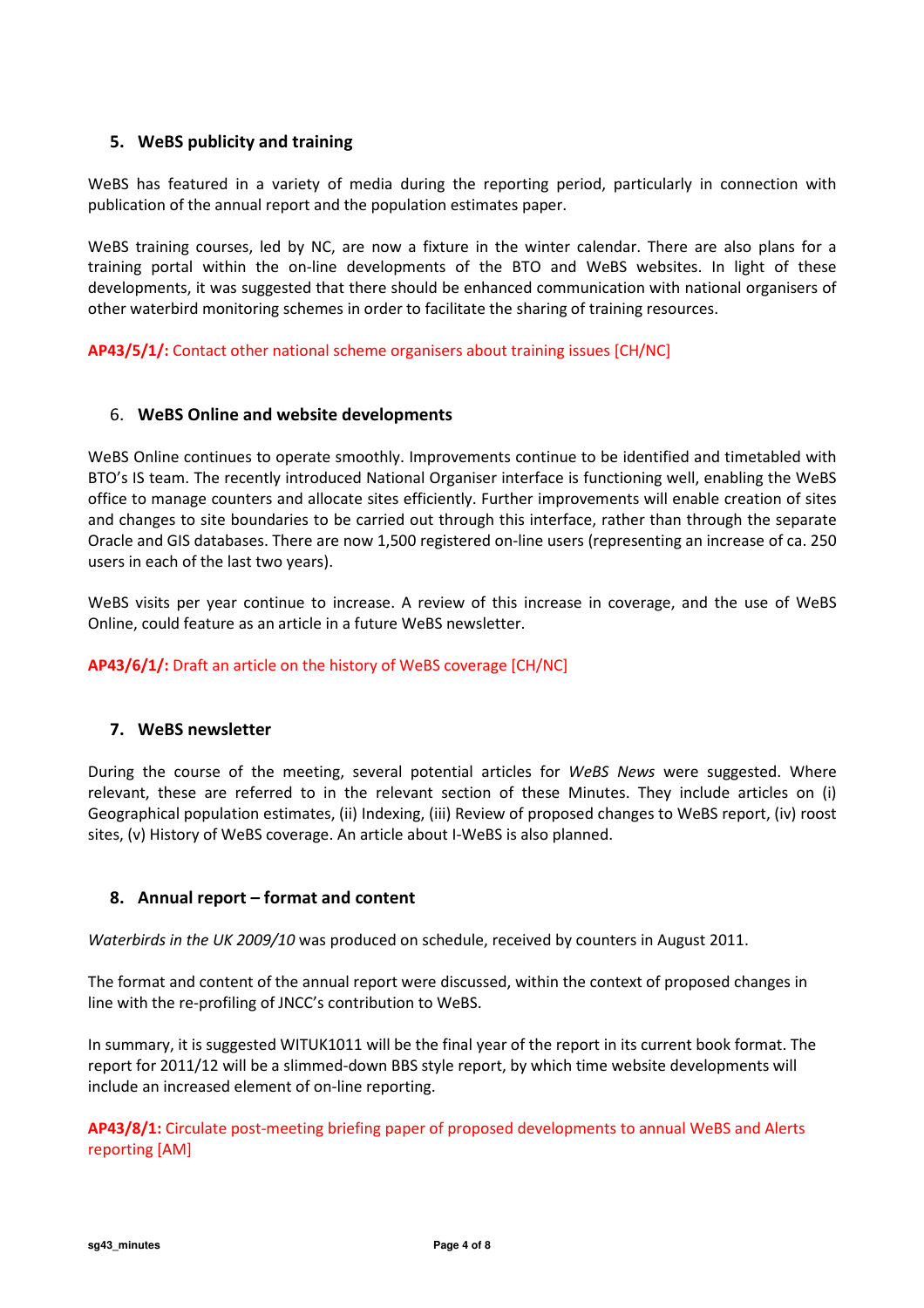## 5. WeBS publicity and training

WeBS has featured in a variety of media during the reporting period, particularly in connection with publication of the annual report and the population estimates paper.

WeBS training courses, led by NC, are now a fixture in the winter calendar. There are also plans for a training portal within the on-line developments of the BTO and WeBS websites. In light of these developments, it was suggested that there should be enhanced communication with national organisers of other waterbird monitoring schemes in order to facilitate the sharing of training resources.

**AP43/5/1/:** Contact other national scheme organisers about training issues [CH/NC]

## 6. WeBS Online and website developments

WeBS Online continues to operate smoothly. Improvements continue to be identified and timetabled with BTO's IS team. The recently introduced National Organiser interface is functioning well, enabling the WeBS office to manage counters and allocate sites efficiently. Further improvements will enable creation of sites and changes to site boundaries to be carried out through this interface, rather than through the separate Oracle and GIS databases. There are now 1,500 registered on-line users (representing an increase of ca. 250 users in each of the last two years).

WeBS visits per year continue to increase. A review of this increase in coverage, and the use of WeBS Online, could feature as an article in a future WeBS newsletter.

**AP43/6/1/:** Draft an article on the history of WeBS coverage [CH/NC]

## 7. WeBS newsletter

During the course of the meeting, several potential articles for *WeBS News* were suggested. Where relevant, these are referred to in the relevant section of these Minutes. They include articles on (i) Geographical population estimates, (ii) Indexing, (iii) Review of proposed changes to WeBS report, (iv) roost sites, (v) History of WeBS coverage. An article about I-WeBS is also planned.

## 8. Annual report – format and content

*Waterbirds in the UK 2009/10* was produced on schedule, received by counters in August 2011.

The format and content of the annual report were discussed, within the context of proposed changes in line with the re-profiling of JNCC's contribution to WeBS.

In summary, it is suggested WITUK1011 will be the final year of the report in its current book format. The report for 2011/12 will be a slimmed-down BBS style report, by which time website developments will include an increased element of on-line reporting.

**AP43/8/1:** Circulate post-meeting briefing paper of proposed developments to annual WeBS and Alerts reporting [AM]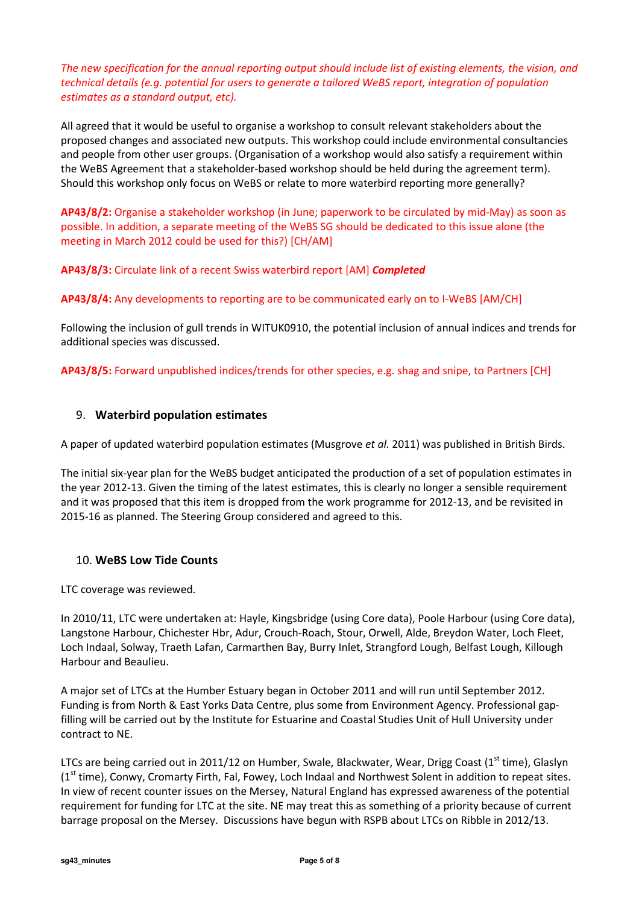*The new specification for the annual reporting output should include list of existing elements, the vision, and technical details (e.g. potential for users to generate a tailored WeBS report, integration of population estimates as a standard output, etc).*

All agreed that it would be useful to organise a workshop to consult relevant stakeholders about the proposed changes and associated new outputs. This workshop could include environmental consultancies and people from other user groups. (Organisation of a workshop would also satisfy a requirement within the WeBS Agreement that a stakeholder-based workshop should be held during the agreement term). Should this workshop only focus on WeBS or relate to more waterbird reporting more generally?

**AP43/8/2:** Organise a stakeholder workshop (in June; paperwork to be circulated by mid-May) as soon as possible. In addition, a separate meeting of the WeBS SG should be dedicated to this issue alone (the meeting in March 2012 could be used for this?) [CH/AM]

**AP43/8/3:** Circulate link of a recent Swiss waterbird report [AM] ***Completed***

**AP43/8/4:** Any developments to reporting are to be communicated early on to I-WeBS [AM/CH]

Following the inclusion of gull trends in WITUK0910, the potential inclusion of annual indices and trends for additional species was discussed.

**AP43/8/5:** Forward unpublished indices/trends for other species, e.g. shag and snipe, to Partners [CH]

## 9. Waterbird population estimates

A paper of updated waterbird population estimates (Musgrove *et al.* 2011) was published in British Birds.

The initial six-year plan for the WeBS budget anticipated the production of a set of population estimates in the year 2012-13. Given the timing of the latest estimates, this is clearly no longer a sensible requirement and it was proposed that this item is dropped from the work programme for 2012-13, and be revisited in 2015-16 as planned. The Steering Group considered and agreed to this.

## 10. WeBS Low Tide Counts

LTC coverage was reviewed.

In 2010/11, LTC were undertaken at: Hayle, Kingsbridge (using Core data), Poole Harbour (using Core data), Langstone Harbour, Chichester Hbr, Adur, Crouch-Roach, Stour, Orwell, Alde, Breydon Water, Loch Fleet, Loch Indaal, Solway, Traeth Lafan, Carmarthen Bay, Burry Inlet, Strangford Lough, Belfast Lough, Killough Harbour and Beaulieu.

A major set of LTCs at the Humber Estuary began in October 2011 and will run until September 2012. Funding is from North & East Yorks Data Centre, plus some from Environment Agency. Professional gap-filling will be carried out by the Institute for Estuarine and Coastal Studies Unit of Hull University under contract to NE.

LTCs are being carried out in 2011/12 on Humber, Swale, Blackwater, Wear, Drigg Coast (1st time), Glaslyn (1st time), Conwy, Cromarty Firth, Fal, Fowey, Loch Indaal and Northwest Solent in addition to repeat sites. In view of recent counter issues on the Mersey, Natural England has expressed awareness of the potential requirement for funding for LTC at the site. NE may treat this as something of a priority because of current barrage proposal on the Mersey. Discussions have begun with RSPB about LTCs on Ribble in 2012/13.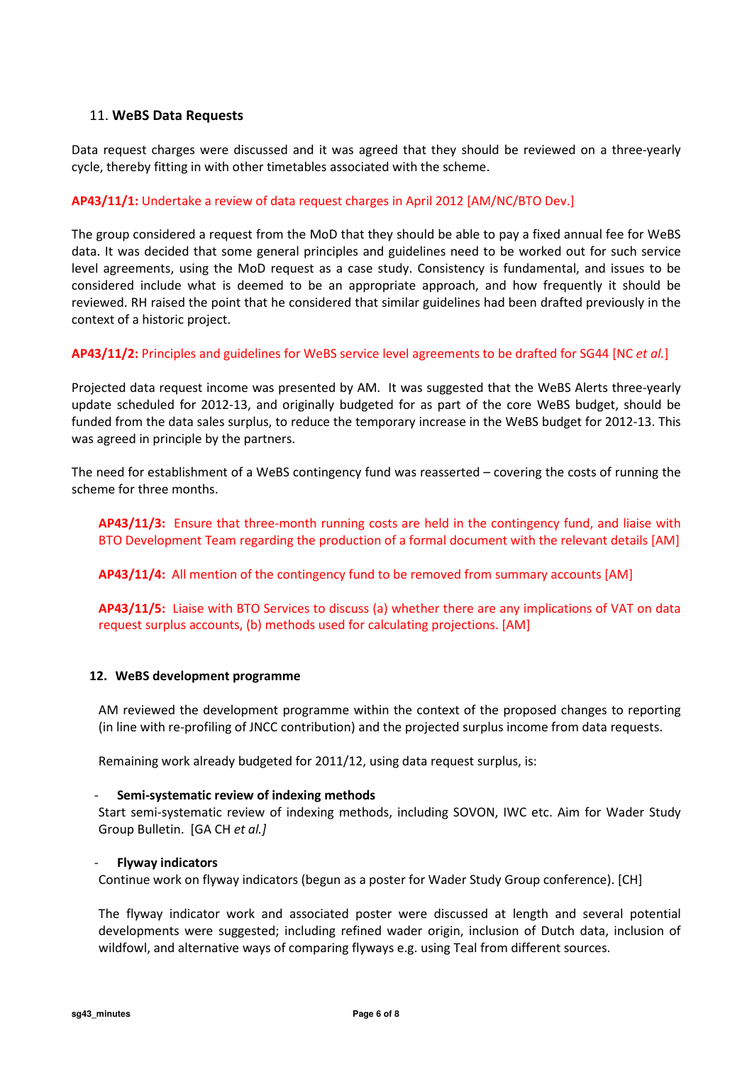## 11. **WeBS Data Requests**

Data request charges were discussed and it was agreed that they should be reviewed on a three-yearly cycle, thereby fitting in with other timetables associated with the scheme.

**AP43/11/1:** Undertake a review of data request charges in April 2012 [AM/NC/BTO Dev.]

The group considered a request from the MoD that they should be able to pay a fixed annual fee for WeBS data. It was decided that some general principles and guidelines need to be worked out for such service level agreements, using the MoD request as a case study. Consistency is fundamental, and issues to be considered include what is deemed to be an appropriate approach, and how frequently it should be reviewed. RH raised the point that he considered that similar guidelines had been drafted previously in the context of a historic project.

**AP43/11/2:** Principles and guidelines for WeBS service level agreements to be drafted for SG44 [NC *et al.*]

Projected data request income was presented by AM. It was suggested that the WeBS Alerts three-yearly update scheduled for 2012-13, and originally budgeted for as part of the core WeBS budget, should be funded from the data sales surplus, to reduce the temporary increase in the WeBS budget for 2012-13. This was agreed in principle by the partners.

The need for establishment of a WeBS contingency fund was reasserted – covering the costs of running the scheme for three months.

**AP43/11/3:** Ensure that three-month running costs are held in the contingency fund, and liaise with BTO Development Team regarding the production of a formal document with the relevant details [AM]

**AP43/11/4:** All mention of the contingency fund to be removed from summary accounts [AM]

**AP43/11/5:** Liaise with BTO Services to discuss (a) whether there are any implications of VAT on data request surplus accounts, (b) methods used for calculating projections. [AM]

## 12. **WeBS development programme**

AM reviewed the development programme within the context of the proposed changes to reporting (in line with re-profiling of JNCC contribution) and the projected surplus income from data requests.

Remaining work already budgeted for 2011/12, using data request surplus, is:

- **Semi-systematic review of indexing methods**
  Start semi-systematic review of indexing methods, including SOVON, IWC etc. Aim for Wader Study Group Bulletin. [GA CH *et al.]*

- **Flyway indicators**
  Continue work on flyway indicators (begun as a poster for Wader Study Group conference). [CH]

The flyway indicator work and associated poster were discussed at length and several potential developments were suggested; including refined wader origin, inclusion of Dutch data, inclusion of wildfowl, and alternative ways of comparing flyways e.g. using Teal from different sources.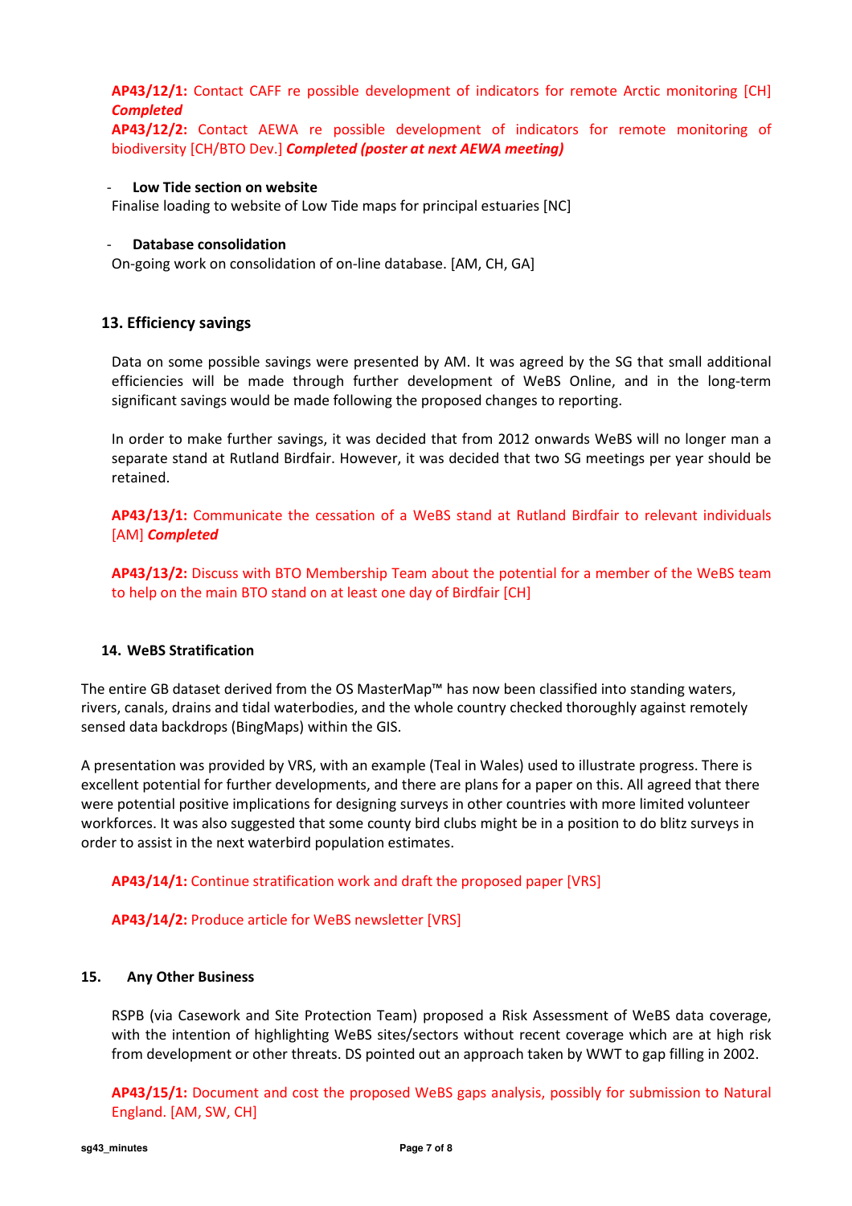**AP43/12/1:** Contact CAFF re possible development of indicators for remote Arctic monitoring [CH] ***Completed***

**AP43/12/2:** Contact AEWA re possible development of indicators for remote monitoring of biodiversity [CH/BTO Dev.] ***Completed (poster at next AEWA meeting)***

- **Low Tide section on website**

Finalise loading to website of Low Tide maps for principal estuaries [NC]

- **Database consolidation**

On-going work on consolidation of on-line database. [AM, CH, GA]

## 13. Efficiency savings

Data on some possible savings were presented by AM. It was agreed by the SG that small additional efficiencies will be made through further development of WeBS Online, and in the long-term significant savings would be made following the proposed changes to reporting.

In order to make further savings, it was decided that from 2012 onwards WeBS will no longer man a separate stand at Rutland Birdfair. However, it was decided that two SG meetings per year should be retained.

**AP43/13/1:** Communicate the cessation of a WeBS stand at Rutland Birdfair to relevant individuals [AM] ***Completed***

**AP43/13/2:** Discuss with BTO Membership Team about the potential for a member of the WeBS team to help on the main BTO stand on at least one day of Birdfair [CH]

## 14. WeBS Stratification

The entire GB dataset derived from the OS MasterMap™ has now been classified into standing waters, rivers, canals, drains and tidal waterbodies, and the whole country checked thoroughly against remotely sensed data backdrops (BingMaps) within the GIS.

A presentation was provided by VRS, with an example (Teal in Wales) used to illustrate progress. There is excellent potential for further developments, and there are plans for a paper on this. All agreed that there were potential positive implications for designing surveys in other countries with more limited volunteer workforces. It was also suggested that some county bird clubs might be in a position to do blitz surveys in order to assist in the next waterbird population estimates.

**AP43/14/1:** Continue stratification work and draft the proposed paper [VRS]

**AP43/14/2:** Produce article for WeBS newsletter [VRS]

## 15. Any Other Business

RSPB (via Casework and Site Protection Team) proposed a Risk Assessment of WeBS data coverage, with the intention of highlighting WeBS sites/sectors without recent coverage which are at high risk from development or other threats. DS pointed out an approach taken by WWT to gap filling in 2002.

**AP43/15/1:** Document and cost the proposed WeBS gaps analysis, possibly for submission to Natural England. [AM, SW, CH]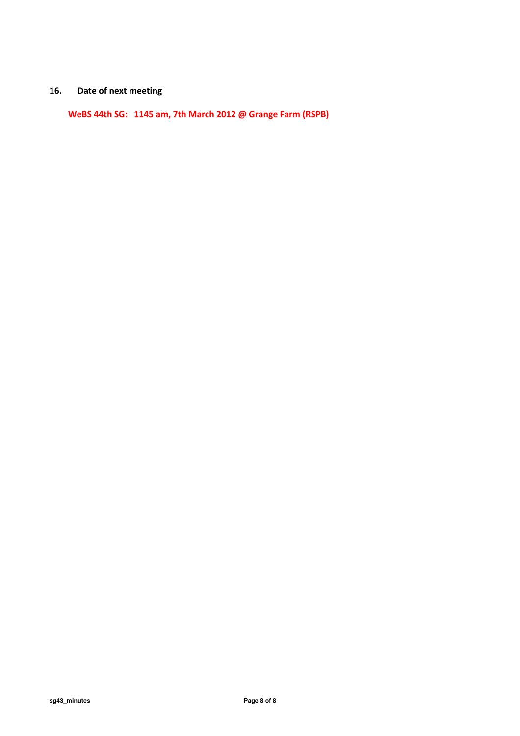## 16. Date of next meeting

**WeBS 44th SG: 1145 am, 7th March 2012 @ Grange Farm (RSPB)**